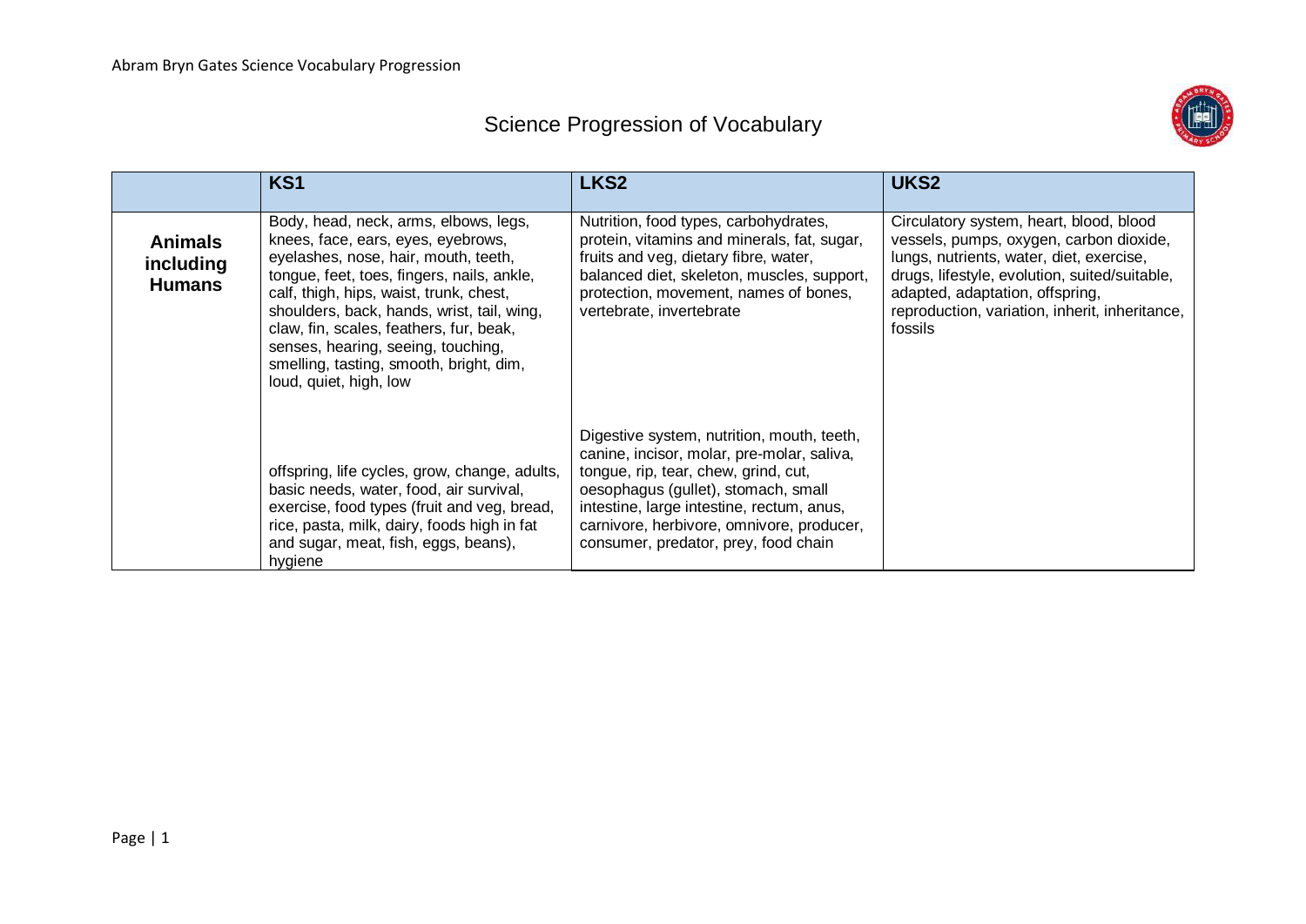# Science Progression of Vocabulary

| | KS1 | LKS2 | UKS2 |
|---|---|---|---|
| **Animals including Humans** | Body, head, neck, arms, elbows, legs, knees, face, ears, eyes, eyebrows, eyelashes, nose, hair, mouth, teeth, tongue, feet, toes, fingers, nails, ankle, calf, thigh, hips, waist, trunk, chest, shoulders, back, hands, wrist, tail, wing, claw, fin, scales, feathers, fur, beak, senses, hearing, seeing, touching, smelling, tasting, smooth, bright, dim, loud, quiet, high, low<br><br>offspring, life cycles, grow, change, adults, basic needs, water, food, air survival, exercise, food types (fruit and veg, bread, rice, pasta, milk, dairy, foods high in fat and sugar, meat, fish, eggs, beans), hygiene | Nutrition, food types, carbohydrates, protein, vitamins and minerals, fat, sugar, fruits and veg, dietary fibre, water, balanced diet, skeleton, muscles, support, protection, movement, names of bones, vertebrate, invertebrate<br><br>Digestive system, nutrition, mouth, teeth, canine, incisor, molar, pre-molar, saliva, tongue, rip, tear, chew, grind, cut, oesophagus (gullet), stomach, small intestine, large intestine, rectum, anus, carnivore, herbivore, omnivore, producer, consumer, predator, prey, food chain | Circulatory system, heart, blood, blood vessels, pumps, oxygen, carbon dioxide, lungs, nutrients, water, diet, exercise, drugs, lifestyle, evolution, suited/suitable, adapted, adaptation, offspring, reproduction, variation, inherit, inheritance, fossils |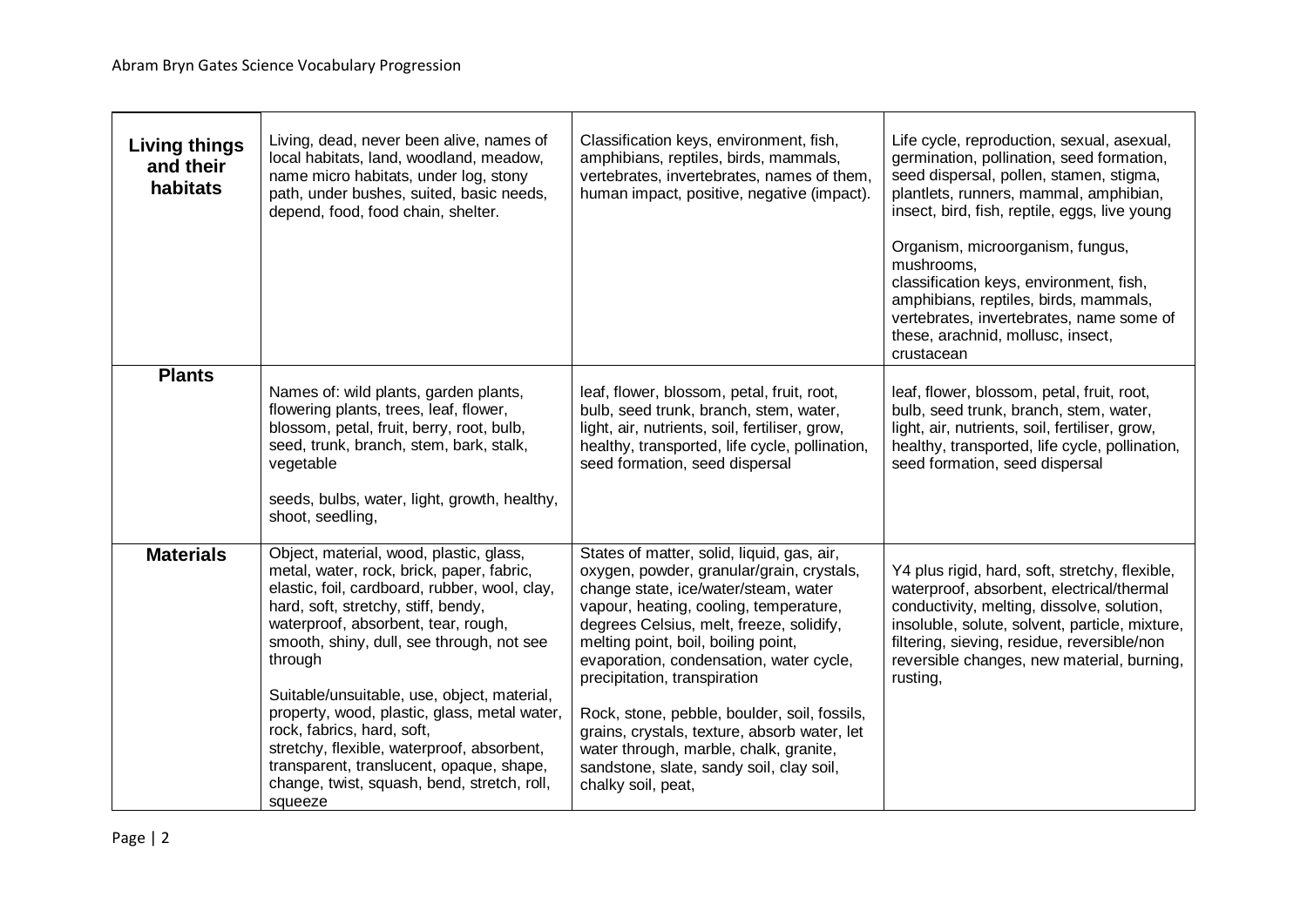| | | | |
|---|---|---|---|
| **Living things and their habitats** | Living, dead, never been alive, names of local habitats, land, woodland, meadow, name micro habitats, under log, stony path, under bushes, suited, basic needs, depend, food, food chain, shelter. | Classification keys, environment, fish, amphibians, reptiles, birds, mammals, vertebrates, invertebrates, names of them, human impact, positive, negative (impact). | Life cycle, reproduction, sexual, asexual, germination, pollination, seed formation, seed dispersal, pollen, stamen, stigma, plantlets, runners, mammal, amphibian, insect, bird, fish, reptile, eggs, live young<br><br>Organism, microorganism, fungus, mushrooms,<br>classification keys, environment, fish, amphibians, reptiles, birds, mammals, vertebrates, invertebrates, name some of these, arachnid, mollusc, insect, crustacean |
| **Plants** | Names of: wild plants, garden plants, flowering plants, trees, leaf, flower, blossom, petal, fruit, berry, root, bulb, seed, trunk, branch, stem, bark, stalk, vegetable<br><br>seeds, bulbs, water, light, growth, healthy, shoot, seedling, | leaf, flower, blossom, petal, fruit, root, bulb, seed trunk, branch, stem, water, light, air, nutrients, soil, fertiliser, grow, healthy, transported, life cycle, pollination, seed formation, seed dispersal | leaf, flower, blossom, petal, fruit, root, bulb, seed trunk, branch, stem, water, light, air, nutrients, soil, fertiliser, grow, healthy, transported, life cycle, pollination, seed formation, seed dispersal |
| **Materials** | Object, material, wood, plastic, glass, metal, water, rock, brick, paper, fabric, elastic, foil, cardboard, rubber, wool, clay, hard, soft, stretchy, stiff, bendy, waterproof, absorbent, tear, rough, smooth, shiny, dull, see through, not see through<br><br>Suitable/unsuitable, use, object, material, property, wood, plastic, glass, metal water, rock, fabrics, hard, soft,<br>stretchy, flexible, waterproof, absorbent, transparent, translucent, opaque, shape, change, twist, squash, bend, stretch, roll, squeeze | States of matter, solid, liquid, gas, air, oxygen, powder, granular/grain, crystals, change state, ice/water/steam, water vapour, heating, cooling, temperature, degrees Celsius, melt, freeze, solidify, melting point, boil, boiling point, evaporation, condensation, water cycle, precipitation, transpiration<br><br>Rock, stone, pebble, boulder, soil, fossils, grains, crystals, texture, absorb water, let water through, marble, chalk, granite, sandstone, slate, sandy soil, clay soil, chalky soil, peat, | Y4 plus rigid, hard, soft, stretchy, flexible, waterproof, absorbent, electrical/thermal conductivity, melting, dissolve, solution, insoluble, solute, solvent, particle, mixture, filtering, sieving, residue, reversible/non reversible changes, new material, burning, rusting, |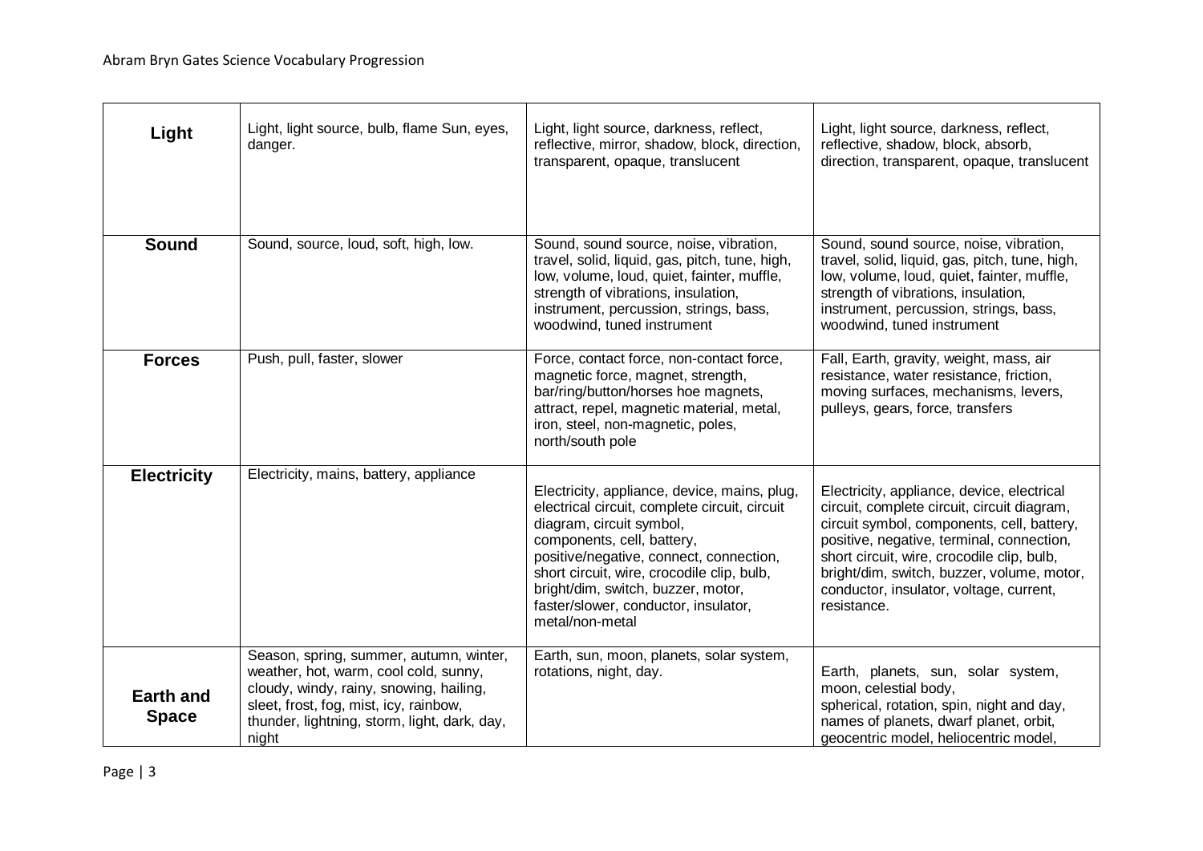| Light | Light, light source, bulb, flame Sun, eyes, danger. | Light, light source, darkness, reflect, reflective, mirror, shadow, block, direction, transparent, opaque, translucent | Light, light source, darkness, reflect, reflective, shadow, block, absorb, direction, transparent, opaque, translucent |
|---|---|---|---|
| **Sound** | Sound, source, loud, soft, high, low. | Sound, sound source, noise, vibration, travel, solid, liquid, gas, pitch, tune, high, low, volume, loud, quiet, fainter, muffle, strength of vibrations, insulation, instrument, percussion, strings, bass, woodwind, tuned instrument | Sound, sound source, noise, vibration, travel, solid, liquid, gas, pitch, tune, high, low, volume, loud, quiet, fainter, muffle, strength of vibrations, insulation, instrument, percussion, strings, bass, woodwind, tuned instrument |
| **Forces** | Push, pull, faster, slower | Force, contact force, non-contact force, magnetic force, magnet, strength, bar/ring/button/horses hoe magnets, attract, repel, magnetic material, metal, iron, steel, non-magnetic, poles, north/south pole | Fall, Earth, gravity, weight, mass, air resistance, water resistance, friction, moving surfaces, mechanisms, levers, pulleys, gears, force, transfers |
| **Electricity** | Electricity, mains, battery, appliance | Electricity, appliance, device, mains, plug, electrical circuit, complete circuit, circuit diagram, circuit symbol, components, cell, battery, positive/negative, connect, connection, short circuit, wire, crocodile clip, bulb, bright/dim, switch, buzzer, motor, faster/slower, conductor, insulator, metal/non-metal | Electricity, appliance, device, electrical circuit, complete circuit, circuit diagram, circuit symbol, components, cell, battery, positive, negative, terminal, connection, short circuit, wire, crocodile clip, bulb, bright/dim, switch, buzzer, volume, motor, conductor, insulator, voltage, current, resistance. |
| **Earth and Space** | Season, spring, summer, autumn, winter, weather, hot, warm, cool cold, sunny, cloudy, windy, rainy, snowing, hailing, sleet, frost, fog, mist, icy, rainbow, thunder, lightning, storm, light, dark, day, night | Earth, sun, moon, planets, solar system, rotations, night, day. | Earth, planets, sun, solar system, moon, celestial body, spherical, rotation, spin, night and day, names of planets, dwarf planet, orbit, geocentric model, heliocentric model, |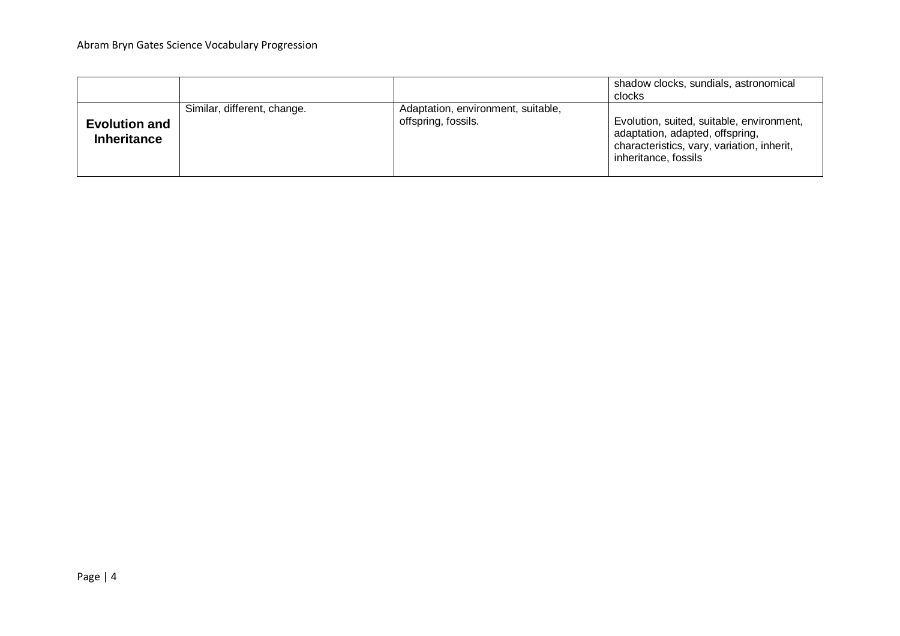| | | | |
|---|---|---|---|
| | | | shadow clocks, sundials, astronomical clocks |
| **Evolution and Inheritance** | Similar, different, change. | Adaptation, environment, suitable, offspring, fossils. | Evolution, suited, suitable, environment, adaptation, adapted, offspring, characteristics, vary, variation, inherit, inheritance, fossils |